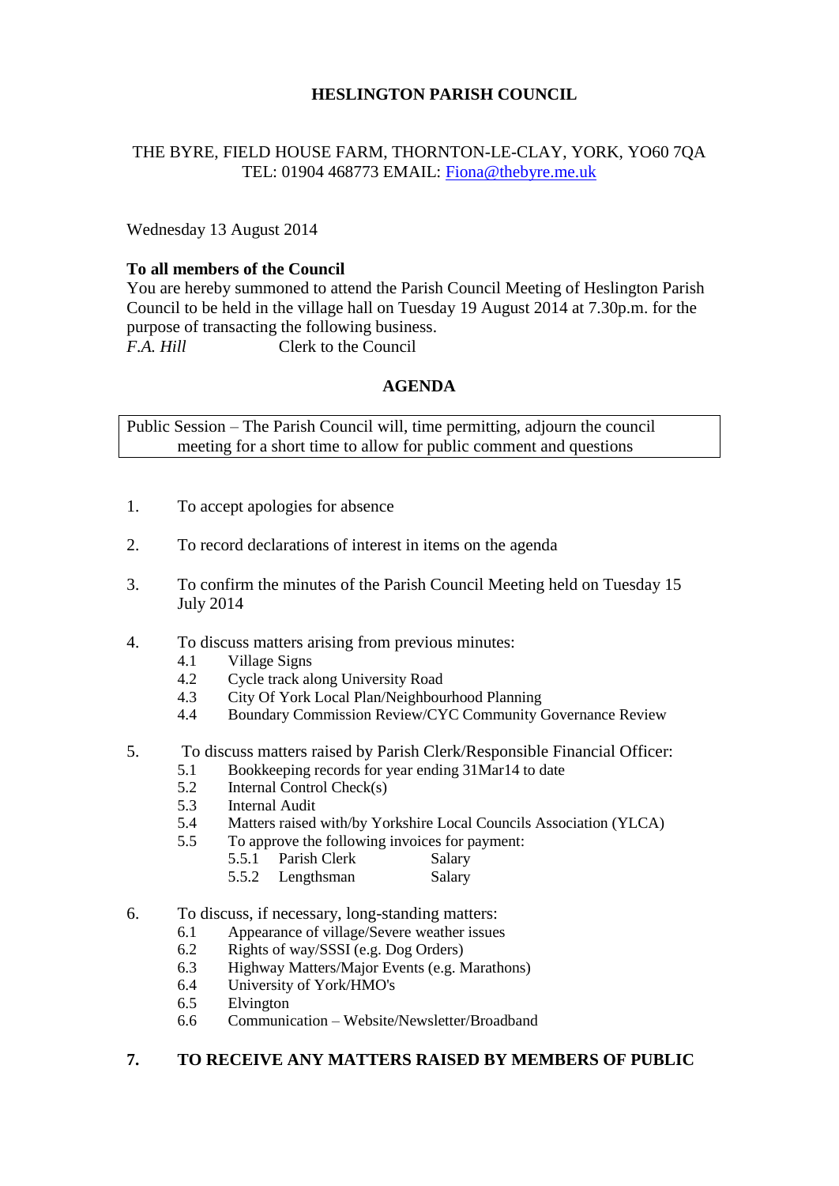# HESLINGTON PARISH COUNCIL

THE BYRE, FIELD HOUSE FARM, THORNTON-LE-CLAY, YORK, YO60 7QA
TEL: 01904 468773 EMAIL: Fiona@thebyre.me.uk

Wednesday 13 August 2014

**To all members of the Council**
You are hereby summoned to attend the Parish Council Meeting of Heslington Parish Council to be held in the village hall on Tuesday 19 August 2014 at 7.30p.m. for the purpose of transacting the following business.
*F.A. Hill* Clerk to the Council

## AGENDA

Public Session – The Parish Council will, time permitting, adjourn the council meeting for a short time to allow for public comment and questions

1. To accept apologies for absence

2. To record declarations of interest in items on the agenda

3. To confirm the minutes of the Parish Council Meeting held on Tuesday 15 July 2014

4. To discuss matters arising from previous minutes:
   - 4.1 Village Signs
   - 4.2 Cycle track along University Road
   - 4.3 City Of York Local Plan/Neighbourhood Planning
   - 4.4 Boundary Commission Review/CYC Community Governance Review

5. To discuss matters raised by Parish Clerk/Responsible Financial Officer:
   - 5.1 Bookkeeping records for year ending 31Mar14 to date
   - 5.2 Internal Control Check(s)
   - 5.3 Internal Audit
   - 5.4 Matters raised with/by Yorkshire Local Councils Association (YLCA)
   - 5.5 To approve the following invoices for payment:
     - 5.5.1 Parish Clerk Salary
     - 5.5.2 Lengthsman Salary

6. To discuss, if necessary, long-standing matters:
   - 6.1 Appearance of village/Severe weather issues
   - 6.2 Rights of way/SSSI (e.g. Dog Orders)
   - 6.3 Highway Matters/Major Events (e.g. Marathons)
   - 6.4 University of York/HMO's
   - 6.5 Elvington
   - 6.6 Communication – Website/Newsletter/Broadband

7. **TO RECEIVE ANY MATTERS RAISED BY MEMBERS OF PUBLIC**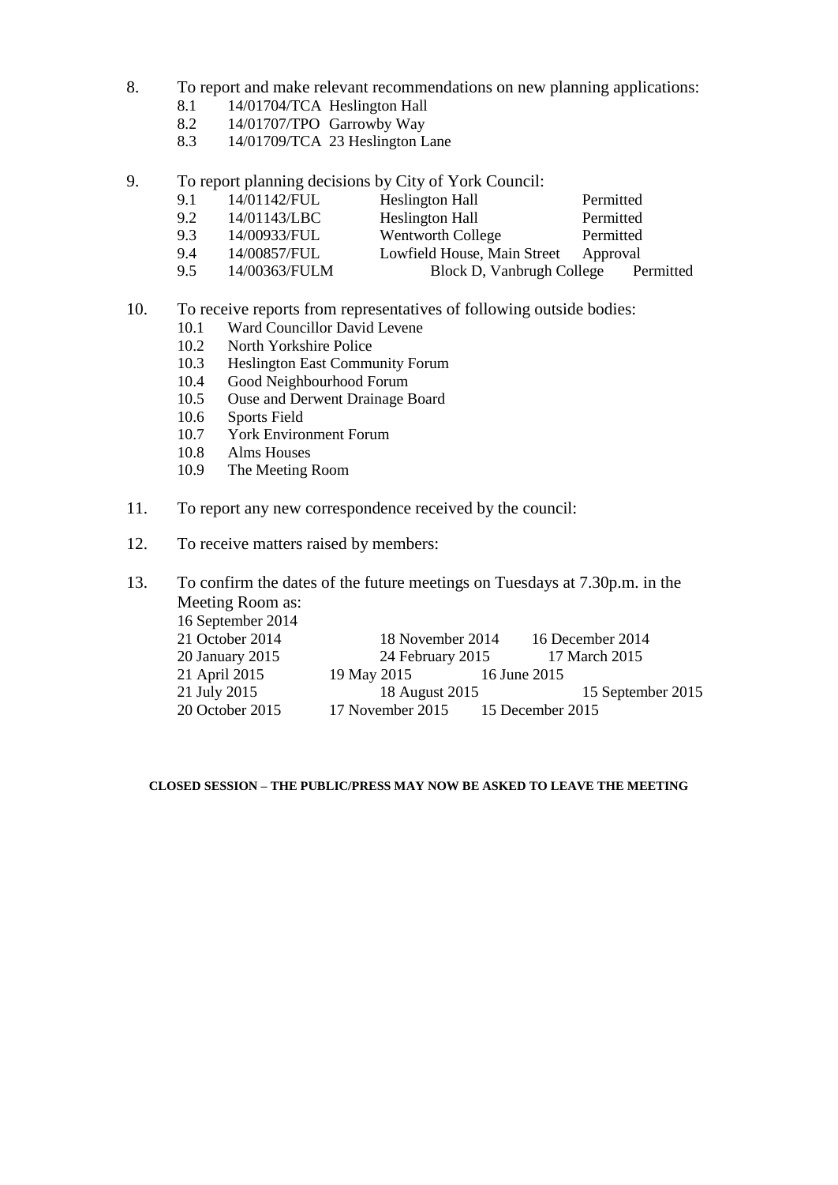8. To report and make relevant recommendations on new planning applications:
   - 8.1 14/01704/TCA Heslington Hall
   - 8.2 14/01707/TPO Garrowby Way
   - 8.3 14/01709/TCA 23 Heslington Lane

9. To report planning decisions by City of York Council:

| | | | |
|---|---|---|---|
| 9.1 | 14/01142/FUL | Heslington Hall | Permitted |
| 9.2 | 14/01143/LBC | Heslington Hall | Permitted |
| 9.3 | 14/00933/FUL | Wentworth College | Permitted |
| 9.4 | 14/00857/FUL | Lowfield House, Main Street | Approval |
| 9.5 | 14/00363/FULM | Block D, Vanbrugh College | Permitted |

10. To receive reports from representatives of following outside bodies:
    - 10.1 Ward Councillor David Levene
    - 10.2 North Yorkshire Police
    - 10.3 Heslington East Community Forum
    - 10.4 Good Neighbourhood Forum
    - 10.5 Ouse and Derwent Drainage Board
    - 10.6 Sports Field
    - 10.7 York Environment Forum
    - 10.8 Alms Houses
    - 10.9 The Meeting Room

11. To report any new correspondence received by the council:

12. To receive matters raised by members:

13. To confirm the dates of the future meetings on Tuesdays at 7.30p.m. in the Meeting Room as:

| | | |
|---|---|---|
| 16 September 2014 | | |
| 21 October 2014 | 18 November 2014 | 16 December 2014 |
| 20 January 2015 | 24 February 2015 | 17 March 2015 |
| 21 April 2015 | 19 May 2015 | 16 June 2015 |
| 21 July 2015 | 18 August 2015 | 15 September 2015 |
| 20 October 2015 | 17 November 2015 | 15 December 2015 |

**CLOSED SESSION – THE PUBLIC/PRESS MAY NOW BE ASKED TO LEAVE THE MEETING**